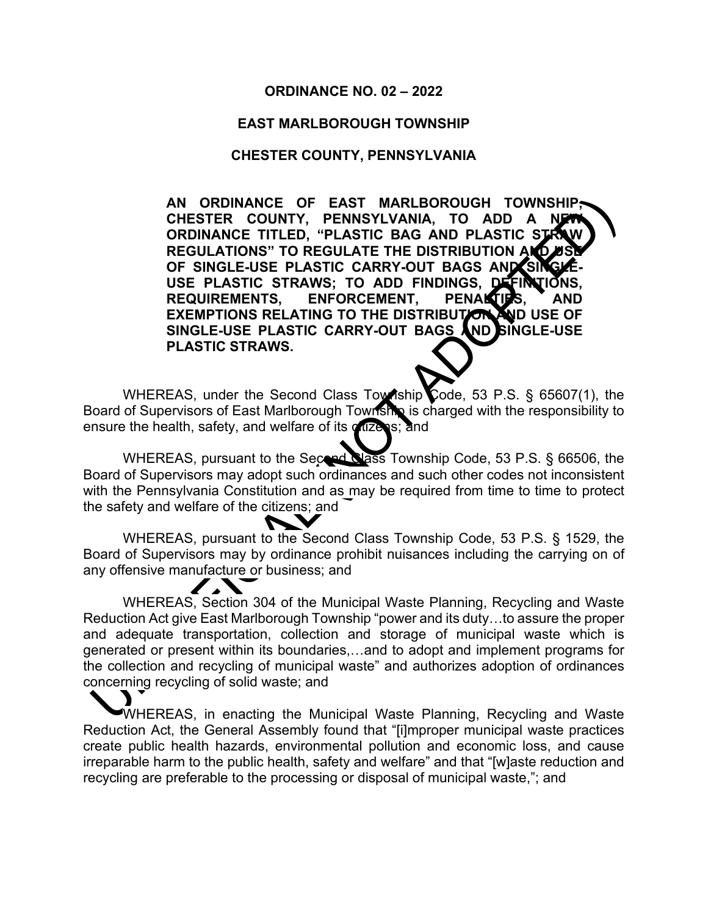**ORDINANCE NO. 02 – 2022**

**EAST MARLBOROUGH TOWNSHIP**

**CHESTER COUNTY, PENNSYLVANIA**

**AN ORDINANCE OF EAST MARLBOROUGH TOWNSHIP, CHESTER COUNTY, PENNSYLVANIA, TO ADD A NEW ORDINANCE TITLED, "PLASTIC BAG AND PLASTIC STRAW REGULATIONS" TO REGULATE THE DISTRIBUTION AND USE OF SINGLE-USE PLASTIC CARRY-OUT BAGS AND SINGLE-USE PLASTIC STRAWS; TO ADD FINDINGS, DEFINITIONS, REQUIREMENTS, ENFORCEMENT, PENALTIES, AND EXEMPTIONS RELATING TO THE DISTRIBUTION AND USE OF SINGLE-USE PLASTIC CARRY-OUT BAGS AND SINGLE-USE PLASTIC STRAWS.**

WHEREAS, under the Second Class Township Code, 53 P.S. § 65607(1), the Board of Supervisors of East Marlborough Township is charged with the responsibility to ensure the health, safety, and welfare of its citizens; and

WHEREAS, pursuant to the Second Class Township Code, 53 P.S. § 66506, the Board of Supervisors may adopt such ordinances and such other codes not inconsistent with the Pennsylvania Constitution and as may be required from time to time to protect the safety and welfare of the citizens; and

WHEREAS, pursuant to the Second Class Township Code, 53 P.S. § 1529, the Board of Supervisors may by ordinance prohibit nuisances including the carrying on of any offensive manufacture or business; and

WHEREAS, Section 304 of the Municipal Waste Planning, Recycling and Waste Reduction Act give East Marlborough Township "power and its duty…to assure the proper and adequate transportation, collection and storage of municipal waste which is generated or present within its boundaries,…and to adopt and implement programs for the collection and recycling of municipal waste" and authorizes adoption of ordinances concerning recycling of solid waste; and

WHEREAS, in enacting the Municipal Waste Planning, Recycling and Waste Reduction Act, the General Assembly found that "[i]mproper municipal waste practices create public health hazards, environmental pollution and economic loss, and cause irreparable harm to the public health, safety and welfare" and that "[w]aste reduction and recycling are preferable to the processing or disposal of municipal waste,"; and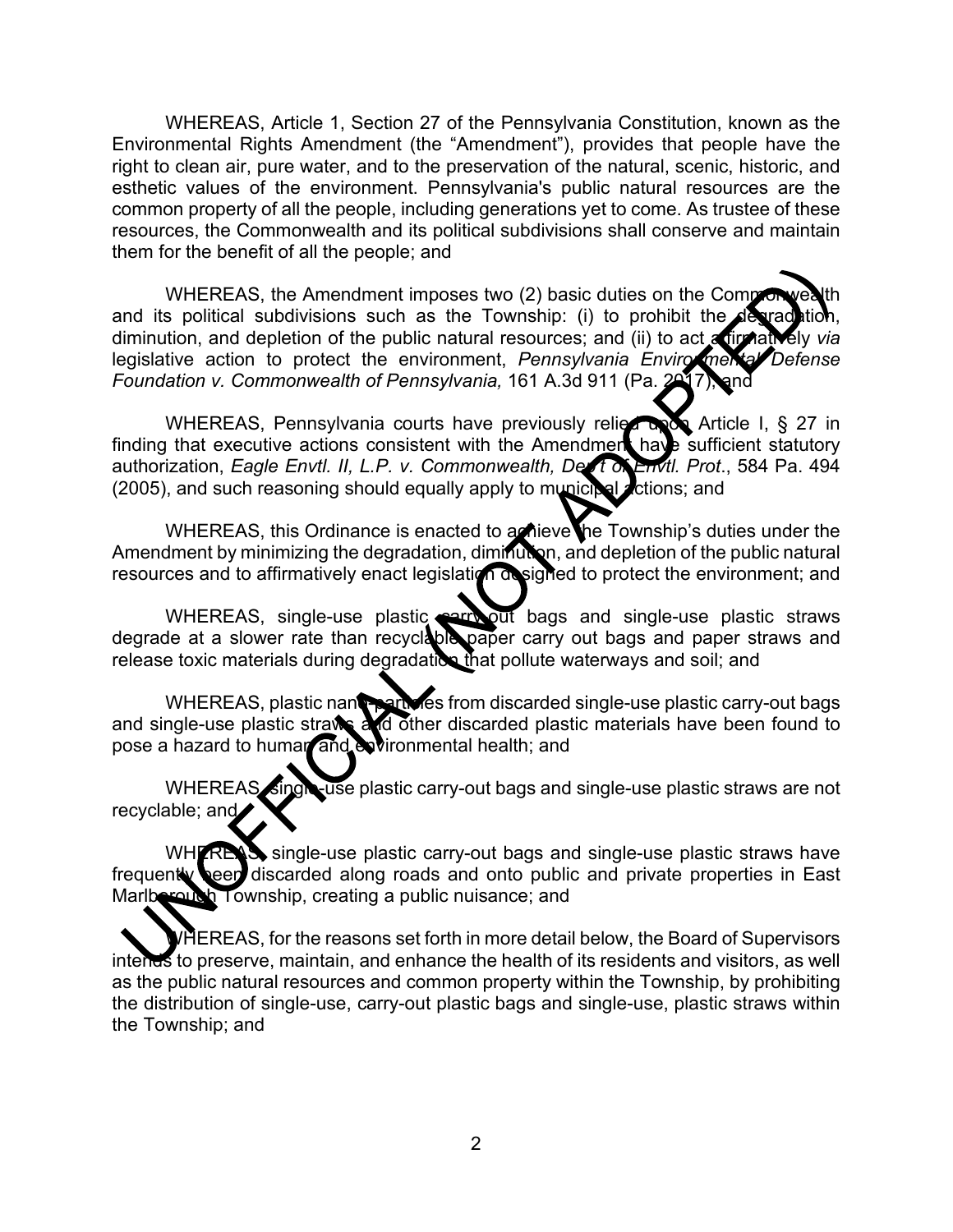WHEREAS, Article 1, Section 27 of the Pennsylvania Constitution, known as the Environmental Rights Amendment (the "Amendment"), provides that people have the right to clean air, pure water, and to the preservation of the natural, scenic, historic, and esthetic values of the environment. Pennsylvania's public natural resources are the common property of all the people, including generations yet to come. As trustee of these resources, the Commonwealth and its political subdivisions shall conserve and maintain them for the benefit of all the people; and

WHEREAS, the Amendment imposes two (2) basic duties on the Commonwealth and its political subdivisions such as the Township: (i) to prohibit the degradation, diminution, and depletion of the public natural resources; and (ii) to act affirmatively *via* legislative action to protect the environment, *Pennsylvania Environmental Defense Foundation v. Commonwealth of Pennsylvania,* 161 A.3d 911 (Pa. 2017); and

WHEREAS, Pennsylvania courts have previously relied upon Article I, § 27 in finding that executive actions consistent with the Amendment have sufficient statutory authorization, *Eagle Envtl. II, L.P. v. Commonwealth, Dep't of Envtl. Prot*., 584 Pa. 494 (2005), and such reasoning should equally apply to municipal actions; and

WHEREAS, this Ordinance is enacted to achieve the Township's duties under the Amendment by minimizing the degradation, diminution, and depletion of the public natural resources and to affirmatively enact legislation designed to protect the environment; and

WHEREAS, single-use plastic carry out bags and single-use plastic straws degrade at a slower rate than recyclable paper carry out bags and paper straws and release toxic materials during degradation that pollute waterways and soil; and

WHEREAS, plastic nano-particles from discarded single-use plastic carry-out bags and single-use plastic straws and other discarded plastic materials have been found to pose a hazard to human and environmental health; and

WHEREAS, single-use plastic carry-out bags and single-use plastic straws are not recyclable; and

WHEREAS, single-use plastic carry-out bags and single-use plastic straws have frequently been discarded along roads and onto public and private properties in East Marlborough Township, creating a public nuisance; and

WHEREAS, for the reasons set forth in more detail below, the Board of Supervisors intends to preserve, maintain, and enhance the health of its residents and visitors, as well as the public natural resources and common property within the Township, by prohibiting the distribution of single-use, carry-out plastic bags and single-use, plastic straws within the Township; and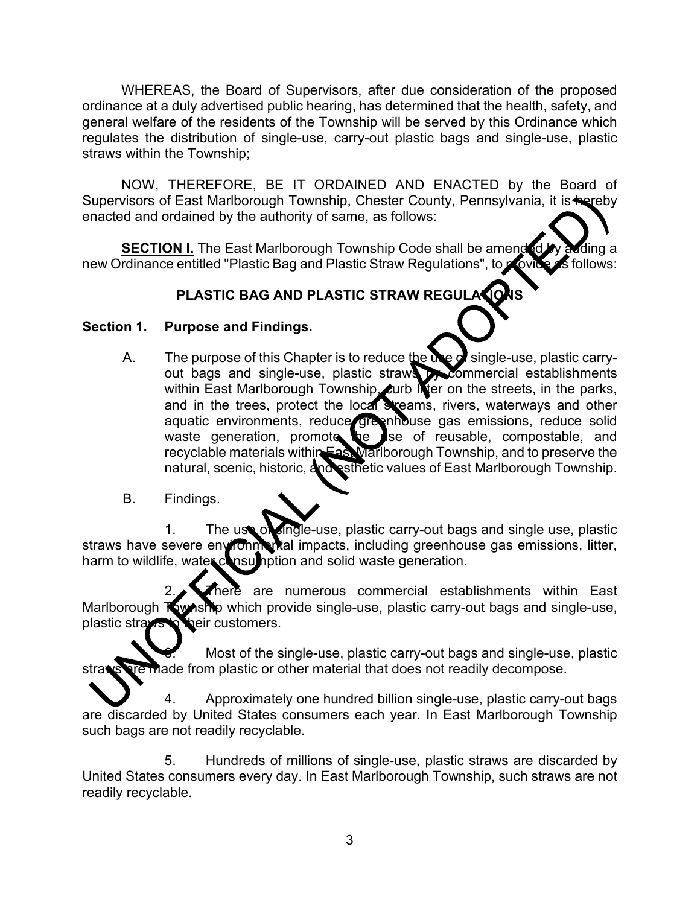WHEREAS, the Board of Supervisors, after due consideration of the proposed ordinance at a duly advertised public hearing, has determined that the health, safety, and general welfare of the residents of the Township will be served by this Ordinance which regulates the distribution of single-use, carry-out plastic bags and single-use, plastic straws within the Township;

NOW, THEREFORE, BE IT ORDAINED AND ENACTED by the Board of Supervisors of East Marlborough Township, Chester County, Pennsylvania, it is hereby enacted and ordained by the authority of same, as follows:

**SECTION I.** The East Marlborough Township Code shall be amended by adding a new Ordinance entitled "Plastic Bag and Plastic Straw Regulations", to provide as follows:

## PLASTIC BAG AND PLASTIC STRAW REGULATIONS

### Section 1. Purpose and Findings.

A. The purpose of this Chapter is to reduce the use of single-use, plastic carry-out bags and single-use, plastic straws by commercial establishments within East Marlborough Township, curb litter on the streets, in the parks, and in the trees, protect the local streams, rivers, waterways and other aquatic environments, reduce greenhouse gas emissions, reduce solid waste generation, promote the use of reusable, compostable, and recyclable materials within East Marlborough Township, and to preserve the natural, scenic, historic, and esthetic values of East Marlborough Township.

B. Findings.

1. The use of single-use, plastic carry-out bags and single use, plastic straws have severe environmental impacts, including greenhouse gas emissions, litter, harm to wildlife, water consumption and solid waste generation.

2. There are numerous commercial establishments within East Marlborough Township which provide single-use, plastic carry-out bags and single-use, plastic straws to their customers.

3. Most of the single-use, plastic carry-out bags and single-use, plastic straws are made from plastic or other material that does not readily decompose.

4. Approximately one hundred billion single-use, plastic carry-out bags are discarded by United States consumers each year. In East Marlborough Township such bags are not readily recyclable.

5. Hundreds of millions of single-use, plastic straws are discarded by United States consumers every day. In East Marlborough Township, such straws are not readily recyclable.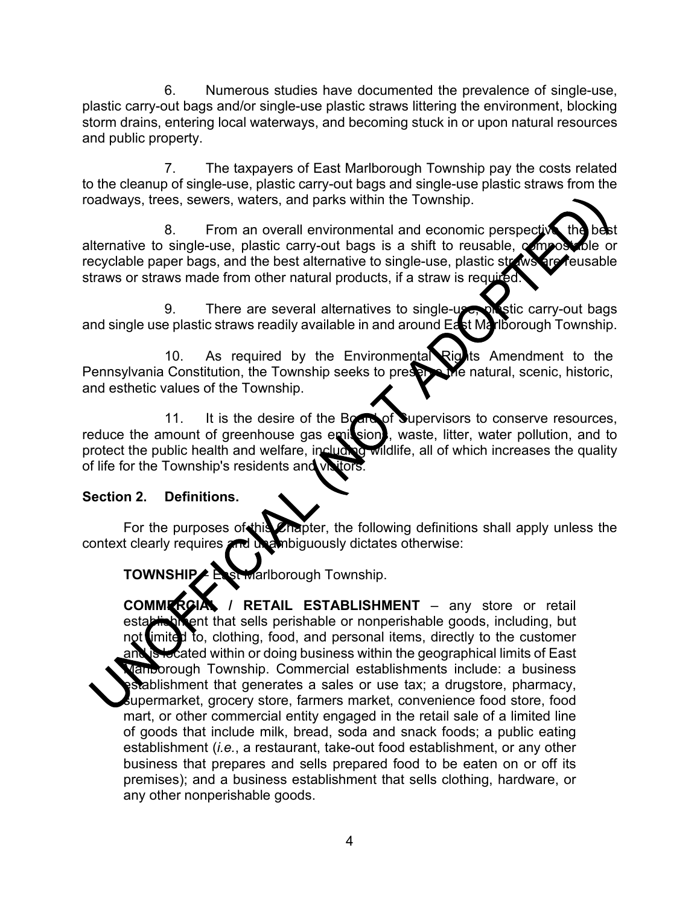6. Numerous studies have documented the prevalence of single-use, plastic carry-out bags and/or single-use plastic straws littering the environment, blocking storm drains, entering local waterways, and becoming stuck in or upon natural resources and public property.

7. The taxpayers of East Marlborough Township pay the costs related to the cleanup of single-use, plastic carry-out bags and single-use plastic straws from the roadways, trees, sewers, waters, and parks within the Township.

8. From an overall environmental and economic perspective, the best alternative to single-use, plastic carry-out bags is a shift to reusable, compostable or recyclable paper bags, and the best alternative to single-use, plastic straws are reusable straws or straws made from other natural products, if a straw is required.

9. There are several alternatives to single-use, plastic carry-out bags and single use plastic straws readily available in and around East Marlborough Township.

10. As required by the Environmental Rights Amendment to the Pennsylvania Constitution, the Township seeks to preserve the natural, scenic, historic, and esthetic values of the Township.

11. It is the desire of the Board of Supervisors to conserve resources, reduce the amount of greenhouse gas emissions, waste, litter, water pollution, and to protect the public health and welfare, including wildlife, all of which increases the quality of life for the Township's residents and visitors.

**Section 2. Definitions.**

For the purposes of this Chapter, the following definitions shall apply unless the context clearly requires and unambiguously dictates otherwise:

**TOWNSHIP** – East Marlborough Township.

**COMMERCIAL / RETAIL ESTABLISHMENT** – any store or retail establishment that sells perishable or nonperishable goods, including, but not limited to, clothing, food, and personal items, directly to the customer and is located within or doing business within the geographical limits of East Marlborough Township. Commercial establishments include: a business establishment that generates a sales or use tax; a drugstore, pharmacy, supermarket, grocery store, farmers market, convenience food store, food mart, or other commercial entity engaged in the retail sale of a limited line of goods that include milk, bread, soda and snack foods; a public eating establishment (*i.e.*, a restaurant, take-out food establishment, or any other business that prepares and sells prepared food to be eaten on or off its premises); and a business establishment that sells clothing, hardware, or any other nonperishable goods.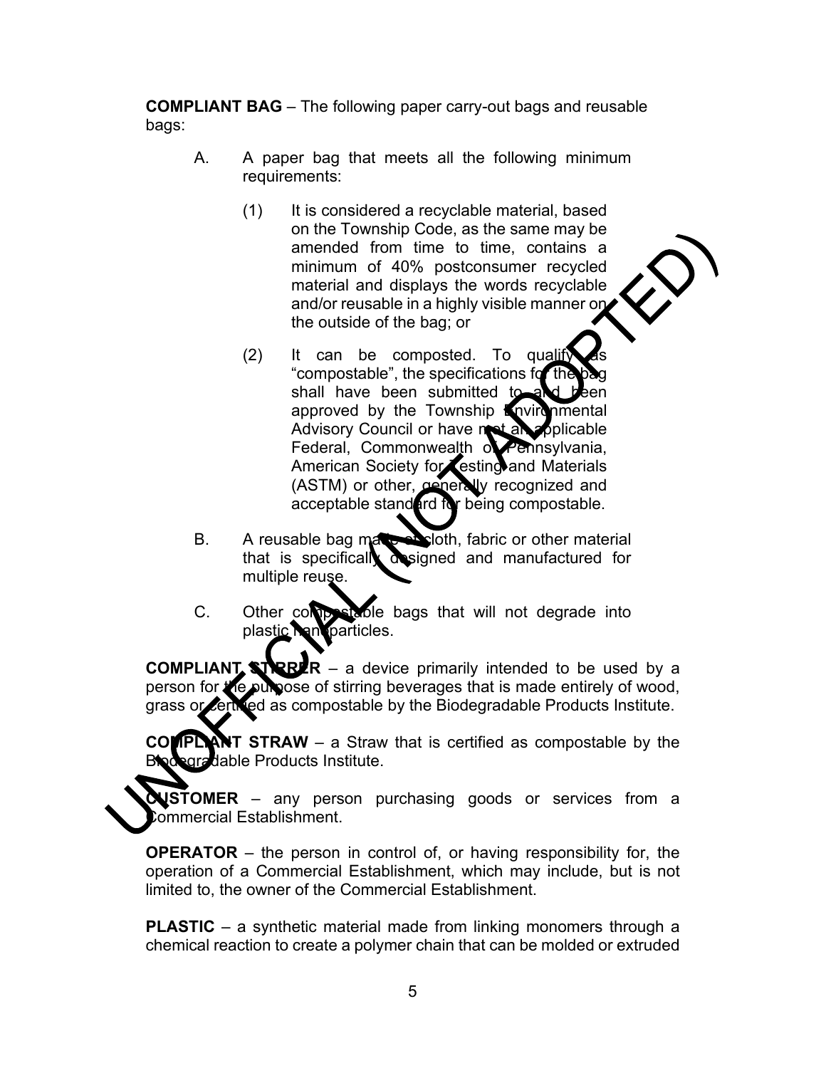**COMPLIANT BAG** – The following paper carry-out bags and reusable bags:

A. A paper bag that meets all the following minimum requirements:

   (1) It is considered a recyclable material, based on the Township Code, as the same may be amended from time to time, contains a minimum of 40% postconsumer recycled material and displays the words recyclable and/or reusable in a highly visible manner on the outside of the bag; or

   (2) It can be composted. To qualify as "compostable", the specifications for the bag shall have been submitted to and been approved by the Township Environmental Advisory Council or have met an applicable Federal, Commonwealth of Pennsylvania, American Society for Testing and Materials (ASTM) or other, generally recognized and acceptable standard for being compostable.

B. A reusable bag made of cloth, fabric or other material that is specifically designed and manufactured for multiple reuse.

C. Other compostable bags that will not degrade into plastic nanoparticles.

**COMPLIANT STIRRER** – a device primarily intended to be used by a person for the purpose of stirring beverages that is made entirely of wood, grass or certified as compostable by the Biodegradable Products Institute.

**COMPLIANT STRAW** – a Straw that is certified as compostable by the Biodegradable Products Institute.

**CUSTOMER** – any person purchasing goods or services from a Commercial Establishment.

**OPERATOR** – the person in control of, or having responsibility for, the operation of a Commercial Establishment, which may include, but is not limited to, the owner of the Commercial Establishment.

**PLASTIC** – a synthetic material made from linking monomers through a chemical reaction to create a polymer chain that can be molded or extruded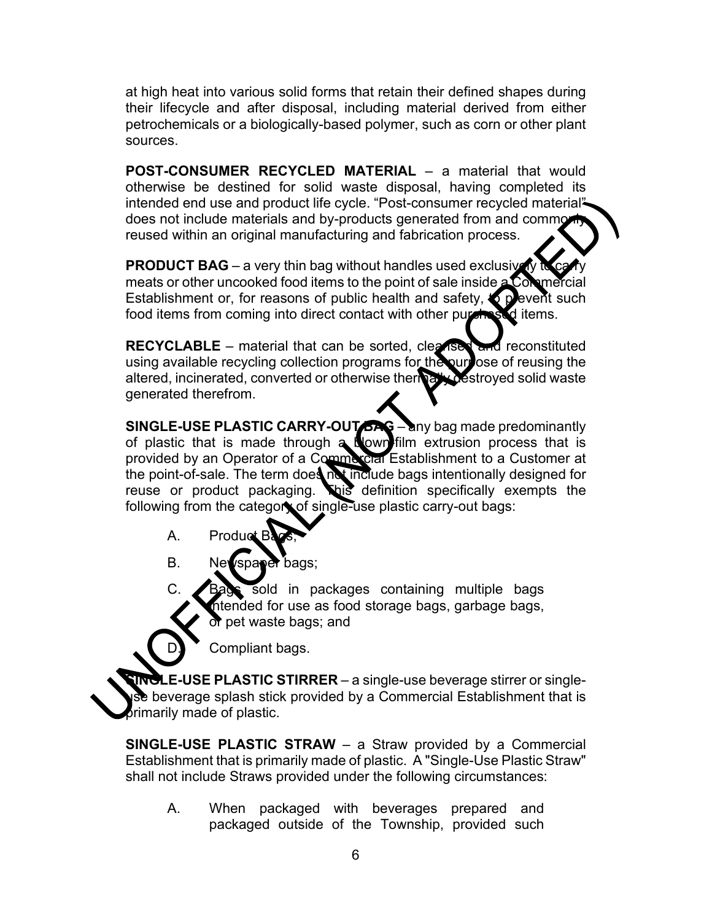at high heat into various solid forms that retain their defined shapes during their lifecycle and after disposal, including material derived from either petrochemicals or a biologically-based polymer, such as corn or other plant sources.

**POST-CONSUMER RECYCLED MATERIAL** – a material that would otherwise be destined for solid waste disposal, having completed its intended end use and product life cycle. "Post-consumer recycled material" does not include materials and by-products generated from and commonly reused within an original manufacturing and fabrication process.

**PRODUCT BAG** – a very thin bag without handles used exclusively to carry meats or other uncooked food items to the point of sale inside a Commercial Establishment or, for reasons of public health and safety, to prevent such food items from coming into direct contact with other purchased items.

**RECYCLABLE** – material that can be sorted, cleansed and reconstituted using available recycling collection programs for the purpose of reusing the altered, incinerated, converted or otherwise thermally destroyed solid waste generated therefrom.

**SINGLE-USE PLASTIC CARRY-OUT BAG** – any bag made predominantly of plastic that is made through a blown-film extrusion process that is provided by an Operator of a Commercial Establishment to a Customer at the point-of-sale. The term does not include bags intentionally designed for reuse or product packaging. This definition specifically exempts the following from the category of single-use plastic carry-out bags:

A. Product Bags;

B. Newspaper bags;

C. Bags sold in packages containing multiple bags intended for use as food storage bags, garbage bags, or pet waste bags; and

D. Compliant bags.

**SINGLE-USE PLASTIC STIRRER** – a single-use beverage stirrer or single-use beverage splash stick provided by a Commercial Establishment that is primarily made of plastic.

**SINGLE-USE PLASTIC STRAW** – a Straw provided by a Commercial Establishment that is primarily made of plastic. A "Single-Use Plastic Straw" shall not include Straws provided under the following circumstances:

A. When packaged with beverages prepared and packaged outside of the Township, provided such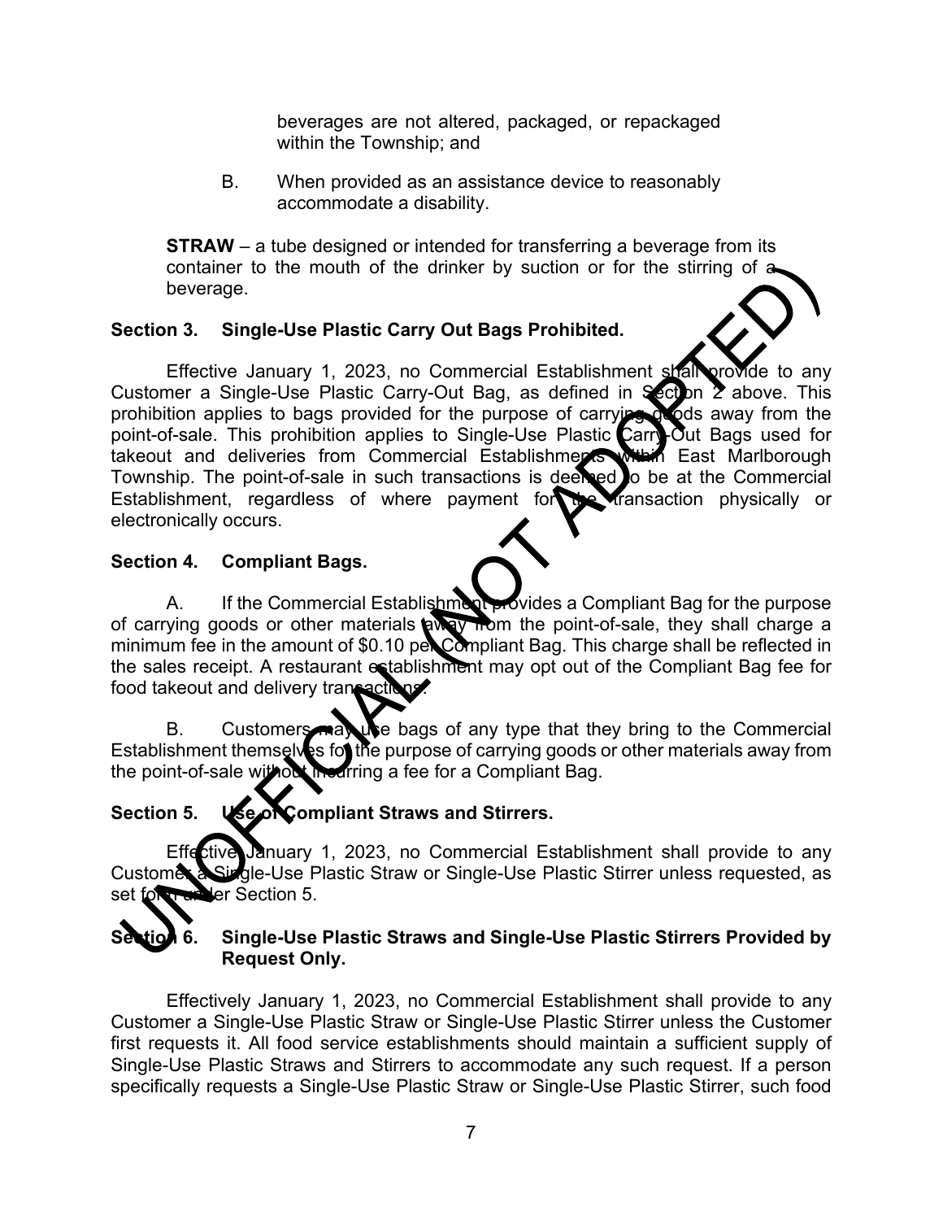beverages are not altered, packaged, or repackaged within the Township; and

B. When provided as an assistance device to reasonably accommodate a disability.

**STRAW** – a tube designed or intended for transferring a beverage from its container to the mouth of the drinker by suction or for the stirring of a beverage.

**Section 3. Single-Use Plastic Carry Out Bags Prohibited.**

Effective January 1, 2023, no Commercial Establishment shall provide to any Customer a Single-Use Plastic Carry-Out Bag, as defined in Section 2 above. This prohibition applies to bags provided for the purpose of carrying goods away from the point-of-sale. This prohibition applies to Single-Use Plastic Carry-Out Bags used for takeout and deliveries from Commercial Establishments within East Marlborough Township. The point-of-sale in such transactions is deemed to be at the Commercial Establishment, regardless of where payment for the transaction physically or electronically occurs.

**Section 4. Compliant Bags.**

A. If the Commercial Establishment provides a Compliant Bag for the purpose of carrying goods or other materials away from the point-of-sale, they shall charge a minimum fee in the amount of $0.10 per Compliant Bag. This charge shall be reflected in the sales receipt. A restaurant establishment may opt out of the Compliant Bag fee for food takeout and delivery transactions.

B. Customers may use bags of any type that they bring to the Commercial Establishment themselves for the purpose of carrying goods or other materials away from the point-of-sale without incurring a fee for a Compliant Bag.

**Section 5. Use of Compliant Straws and Stirrers.**

Effective January 1, 2023, no Commercial Establishment shall provide to any Customer a Single-Use Plastic Straw or Single-Use Plastic Stirrer unless requested, as set forth under Section 5.

**Section 6. Single-Use Plastic Straws and Single-Use Plastic Stirrers Provided by Request Only.**

Effectively January 1, 2023, no Commercial Establishment shall provide to any Customer a Single-Use Plastic Straw or Single-Use Plastic Stirrer unless the Customer first requests it. All food service establishments should maintain a sufficient supply of Single-Use Plastic Straws and Stirrers to accommodate any such request. If a person specifically requests a Single-Use Plastic Straw or Single-Use Plastic Stirrer, such food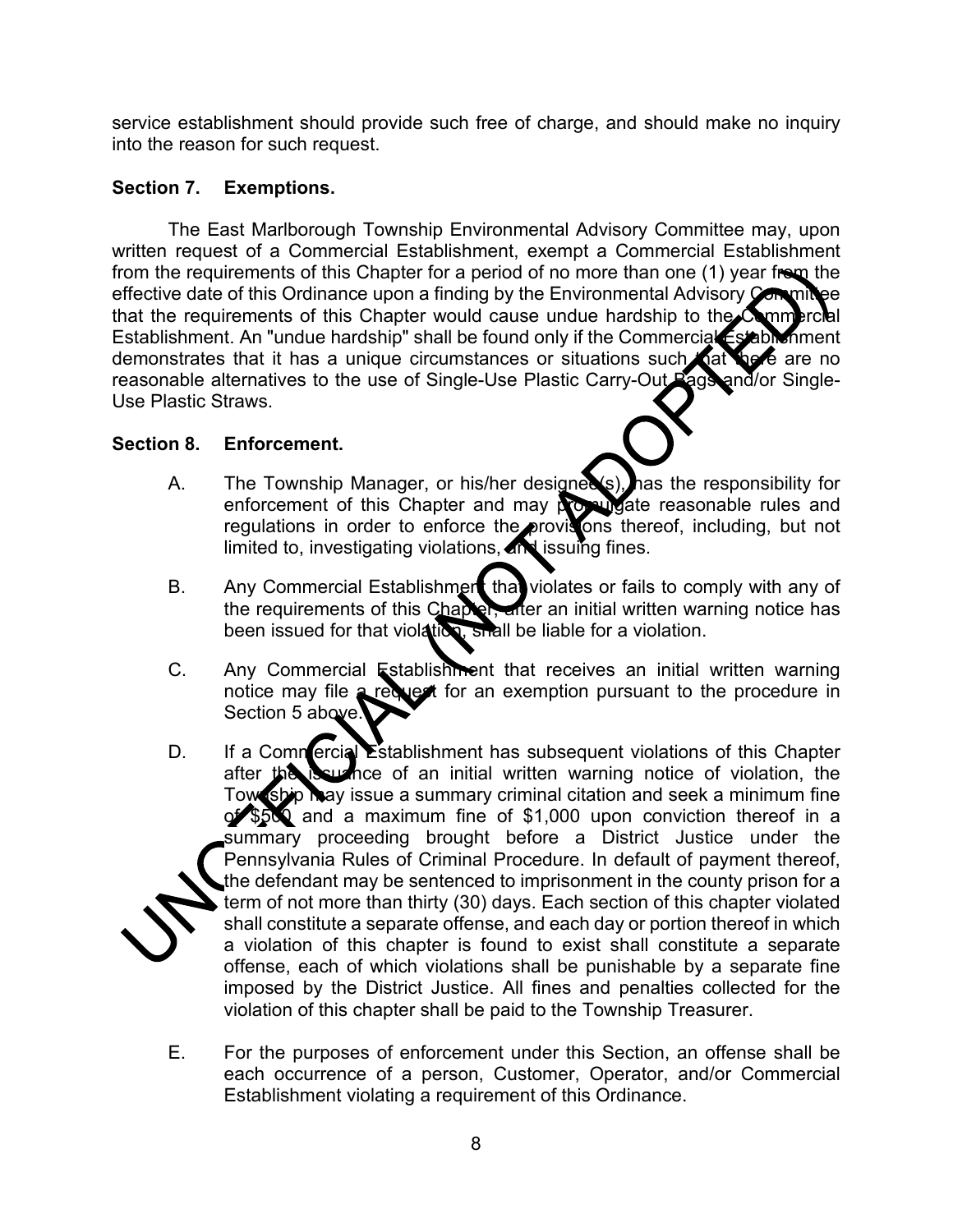service establishment should provide such free of charge, and should make no inquiry into the reason for such request.

**Section 7. Exemptions.**

The East Marlborough Township Environmental Advisory Committee may, upon written request of a Commercial Establishment, exempt a Commercial Establishment from the requirements of this Chapter for a period of no more than one (1) year from the effective date of this Ordinance upon a finding by the Environmental Advisory Committee that the requirements of this Chapter would cause undue hardship to the Commercial Establishment. An "undue hardship" shall be found only if the Commercial Establishment demonstrates that it has a unique circumstances or situations such that there are no reasonable alternatives to the use of Single-Use Plastic Carry-Out Bags and/or Single-Use Plastic Straws.

**Section 8. Enforcement.**

A. The Township Manager, or his/her designee(s), has the responsibility for enforcement of this Chapter and may promulgate reasonable rules and regulations in order to enforce the provisions thereof, including, but not limited to, investigating violations, and issuing fines.

B. Any Commercial Establishment that violates or fails to comply with any of the requirements of this Chapter, after an initial written warning notice has been issued for that violation, shall be liable for a violation.

C. Any Commercial Establishment that receives an initial written warning notice may file a request for an exemption pursuant to the procedure in Section 5 above.

D. If a Commercial Establishment has subsequent violations of this Chapter after the issuance of an initial written warning notice of violation, the Township may issue a summary criminal citation and seek a minimum fine of $500 and a maximum fine of $1,000 upon conviction thereof in a summary proceeding brought before a District Justice under the Pennsylvania Rules of Criminal Procedure. In default of payment thereof, the defendant may be sentenced to imprisonment in the county prison for a term of not more than thirty (30) days. Each section of this chapter violated shall constitute a separate offense, and each day or portion thereof in which a violation of this chapter is found to exist shall constitute a separate offense, each of which violations shall be punishable by a separate fine imposed by the District Justice. All fines and penalties collected for the violation of this chapter shall be paid to the Township Treasurer.

E. For the purposes of enforcement under this Section, an offense shall be each occurrence of a person, Customer, Operator, and/or Commercial Establishment violating a requirement of this Ordinance.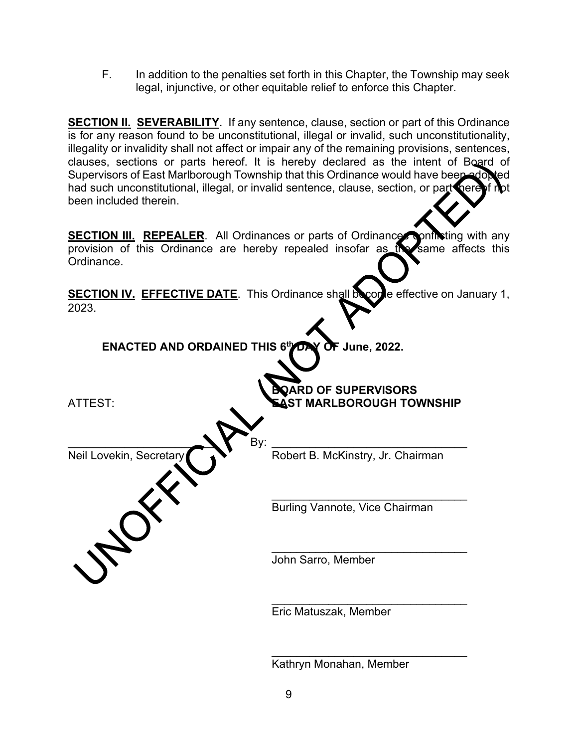F. In addition to the penalties set forth in this Chapter, the Township may seek legal, injunctive, or other equitable relief to enforce this Chapter.

**SECTION II. SEVERABILITY**. If any sentence, clause, section or part of this Ordinance is for any reason found to be unconstitutional, illegal or invalid, such unconstitutionality, illegality or invalidity shall not affect or impair any of the remaining provisions, sentences, clauses, sections or parts hereof. It is hereby declared as the intent of Board of Supervisors of East Marlborough Township that this Ordinance would have been adopted had such unconstitutional, illegal, or invalid sentence, clause, section, or part thereof not been included therein.

**SECTION III. REPEALER**. All Ordinances or parts of Ordinances conflicting with any provision of this Ordinance are hereby repealed insofar as the same affects this Ordinance.

**SECTION IV. EFFECTIVE DATE**. This Ordinance shall become effective on January 1, 2023.

**ENACTED AND ORDAINED THIS 6th DAY OF June, 2022.**

UNOFFICIAL (NOT ADOPTED)

**BOARD OF SUPERVISORS**
**EAST MARLBOROUGH TOWNSHIP**

ATTEST:

\_\_\_\_\_\_\_\_\_\_\_\_\_\_\_\_\_\_\_\_\_\_\_\_ By: \_\_\_\_\_\_\_\_\_\_\_\_\_\_\_\_\_\_\_\_\_\_\_\_\_\_\_\_\_\_\_\_

Neil Lovekin, Secretary Robert B. McKinstry, Jr. Chairman

\_\_\_\_\_\_\_\_\_\_\_\_\_\_\_\_\_\_\_\_\_\_\_\_\_\_\_\_\_\_\_\_

Burling Vannote, Vice Chairman

\_\_\_\_\_\_\_\_\_\_\_\_\_\_\_\_\_\_\_\_\_\_\_\_\_\_\_\_\_\_\_\_

John Sarro, Member

\_\_\_\_\_\_\_\_\_\_\_\_\_\_\_\_\_\_\_\_\_\_\_\_\_\_\_\_\_\_\_\_

Eric Matuszak, Member

\_\_\_\_\_\_\_\_\_\_\_\_\_\_\_\_\_\_\_\_\_\_\_\_\_\_\_\_\_\_\_\_

Kathryn Monahan, Member